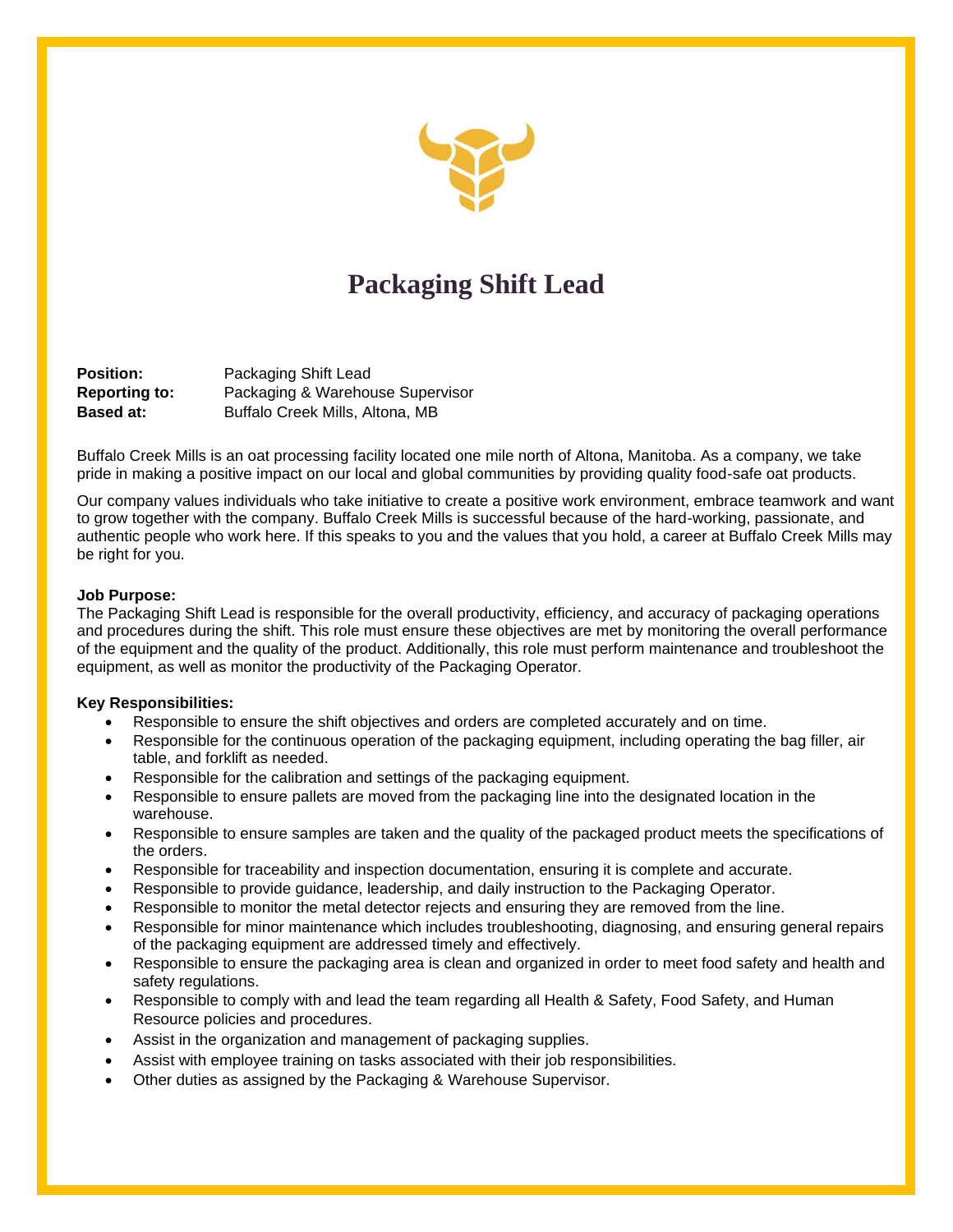# Packaging Shift Lead

**Position:** Packaging Shift Lead
**Reporting to:** Packaging & Warehouse Supervisor
**Based at:** Buffalo Creek Mills, Altona, MB

Buffalo Creek Mills is an oat processing facility located one mile north of Altona, Manitoba. As a company, we take pride in making a positive impact on our local and global communities by providing quality food-safe oat products.

Our company values individuals who take initiative to create a positive work environment, embrace teamwork and want to grow together with the company. Buffalo Creek Mills is successful because of the hard-working, passionate, and authentic people who work here. If this speaks to you and the values that you hold, a career at Buffalo Creek Mills may be right for you.

**Job Purpose:**
The Packaging Shift Lead is responsible for the overall productivity, efficiency, and accuracy of packaging operations and procedures during the shift. This role must ensure these objectives are met by monitoring the overall performance of the equipment and the quality of the product. Additionally, this role must perform maintenance and troubleshoot the equipment, as well as monitor the productivity of the Packaging Operator.

**Key Responsibilities:**

- Responsible to ensure the shift objectives and orders are completed accurately and on time.
- Responsible for the continuous operation of the packaging equipment, including operating the bag filler, air table, and forklift as needed.
- Responsible for the calibration and settings of the packaging equipment.
- Responsible to ensure pallets are moved from the packaging line into the designated location in the warehouse.
- Responsible to ensure samples are taken and the quality of the packaged product meets the specifications of the orders.
- Responsible for traceability and inspection documentation, ensuring it is complete and accurate.
- Responsible to provide guidance, leadership, and daily instruction to the Packaging Operator.
- Responsible to monitor the metal detector rejects and ensuring they are removed from the line.
- Responsible for minor maintenance which includes troubleshooting, diagnosing, and ensuring general repairs of the packaging equipment are addressed timely and effectively.
- Responsible to ensure the packaging area is clean and organized in order to meet food safety and health and safety regulations.
- Responsible to comply with and lead the team regarding all Health & Safety, Food Safety, and Human Resource policies and procedures.
- Assist in the organization and management of packaging supplies.
- Assist with employee training on tasks associated with their job responsibilities.
- Other duties as assigned by the Packaging & Warehouse Supervisor.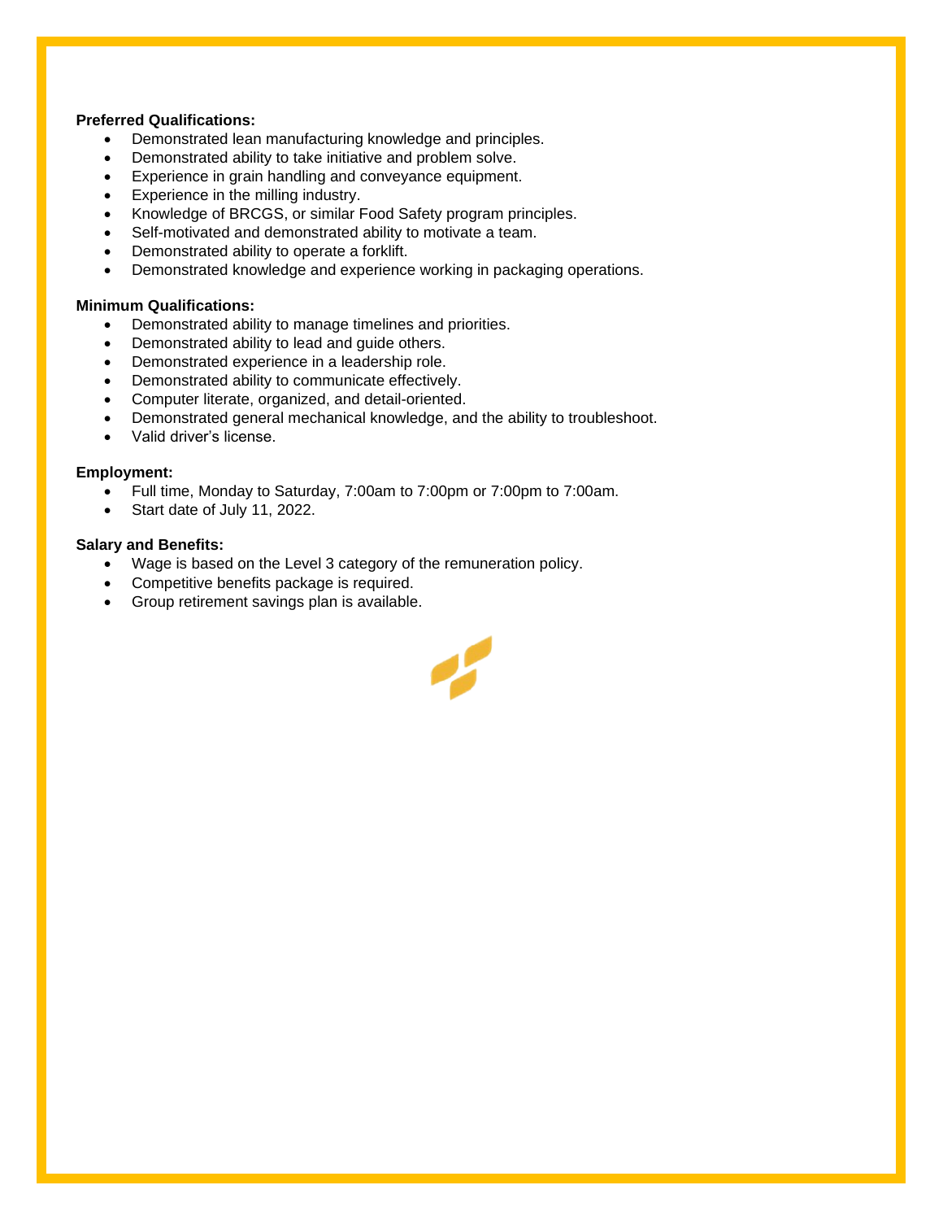**Preferred Qualifications:**

- Demonstrated lean manufacturing knowledge and principles.
- Demonstrated ability to take initiative and problem solve.
- Experience in grain handling and conveyance equipment.
- Experience in the milling industry.
- Knowledge of BRCGS, or similar Food Safety program principles.
- Self-motivated and demonstrated ability to motivate a team.
- Demonstrated ability to operate a forklift.
- Demonstrated knowledge and experience working in packaging operations.

**Minimum Qualifications:**

- Demonstrated ability to manage timelines and priorities.
- Demonstrated ability to lead and guide others.
- Demonstrated experience in a leadership role.
- Demonstrated ability to communicate effectively.
- Computer literate, organized, and detail-oriented.
- Demonstrated general mechanical knowledge, and the ability to troubleshoot.
- Valid driver's license.

**Employment:**

- Full time, Monday to Saturday, 7:00am to 7:00pm or 7:00pm to 7:00am.
- Start date of July 11, 2022.

**Salary and Benefits:**

- Wage is based on the Level 3 category of the remuneration policy.
- Competitive benefits package is required.
- Group retirement savings plan is available.